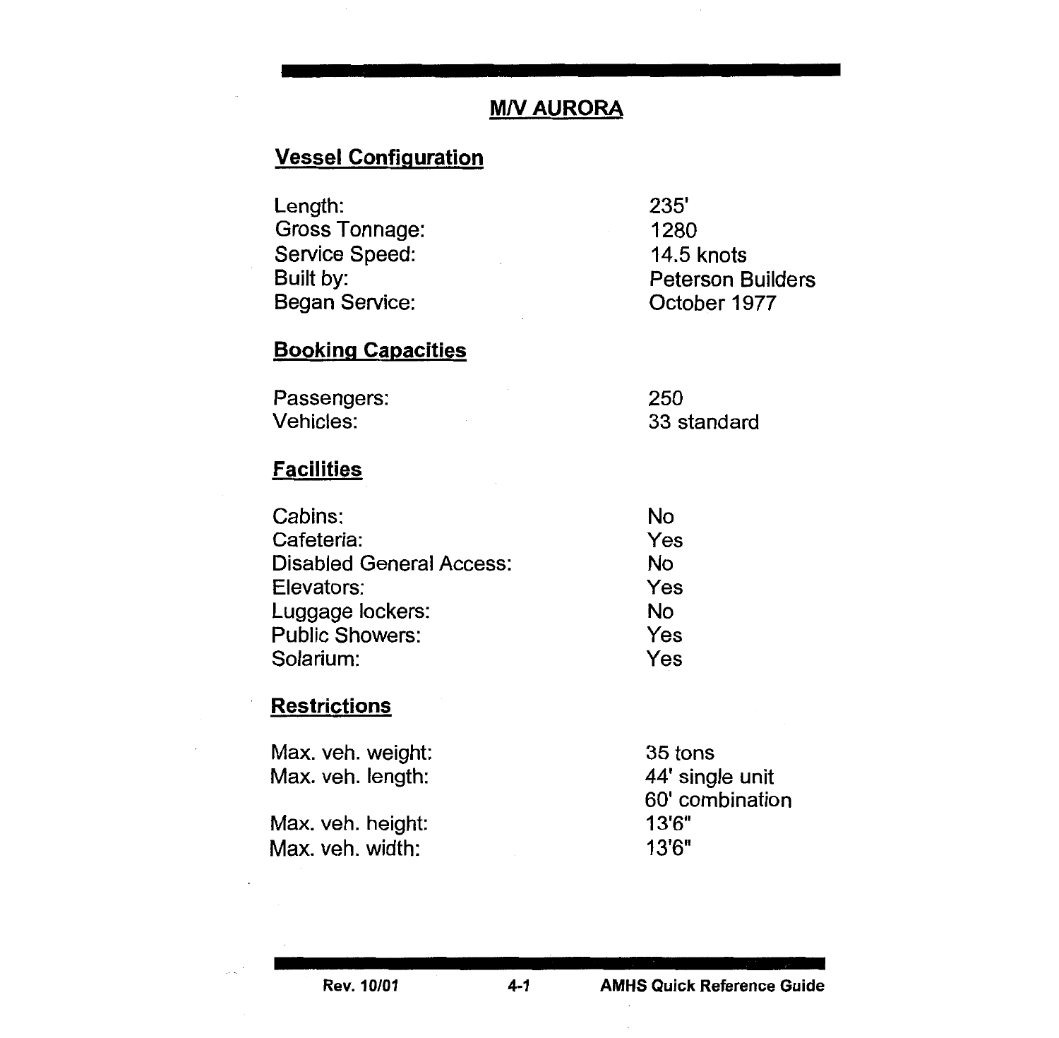# M/V AURORA

## Vessel Configuration

| | |
|---|---|
| Length: | 235' |
| Gross Tonnage: | 1280 |
| Service Speed: | 14.5 knots |
| Built by: | Peterson Builders |
| Began Service: | October 1977 |

## Booking Capacities

| | |
|---|---|
| Passengers: | 250 |
| Vehicles: | 33 standard |

## Facilities

| | |
|---|---|
| Cabins: | No |
| Cafeteria: | Yes |
| Disabled General Access: | No |
| Elevators: | Yes |
| Luggage lockers: | No |
| Public Showers: | Yes |
| Solarium: | Yes |

## Restrictions

| | |
|---|---|
| Max. veh. weight: | 35 tons |
| Max. veh. length: | 44' single unit<br>60' combination |
| Max. veh. height: | 13'6" |
| Max. veh. width: | 13'6" |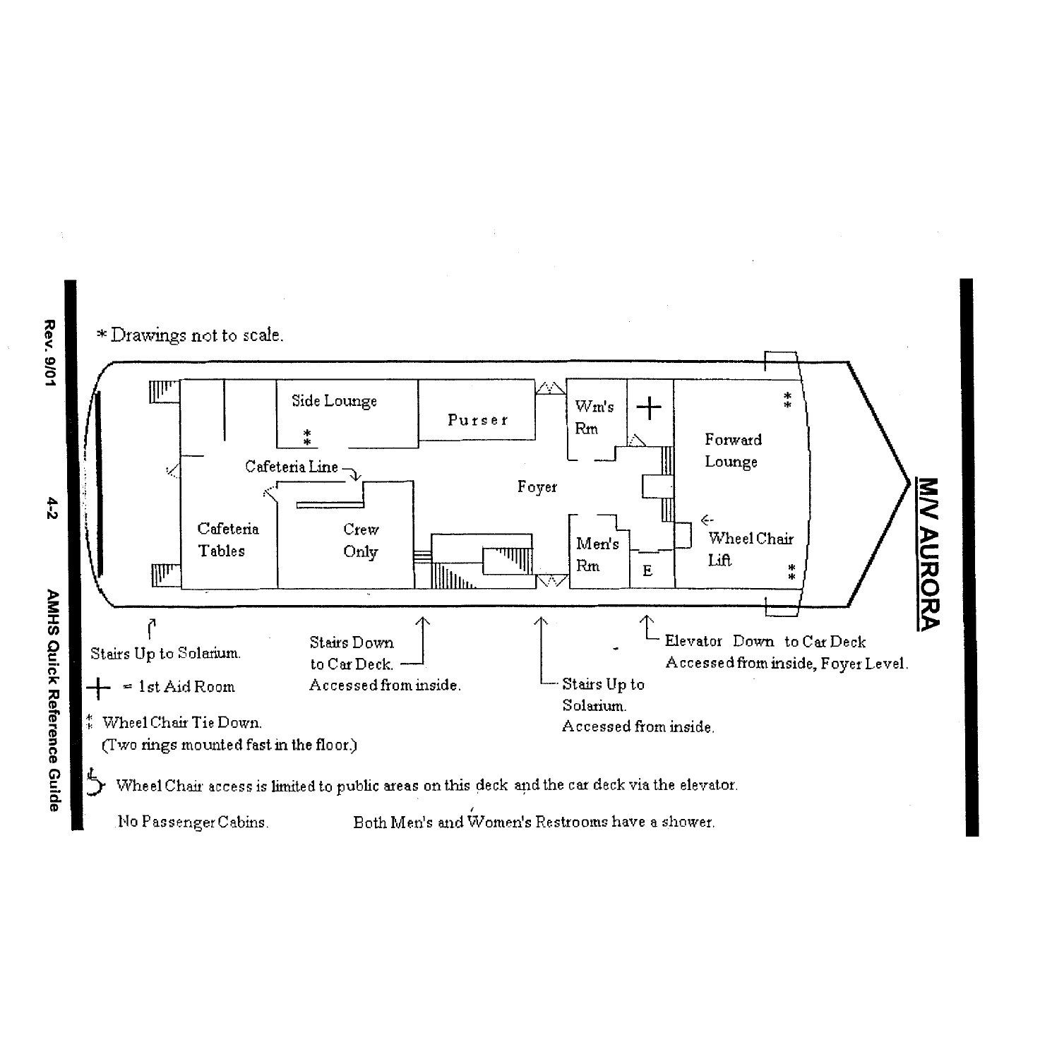# M/V AURORA

* Drawings not to scale.

Side Lounge

Purser

Wm's Rm

Forward Lounge

Cafeteria Line

Foyer

Cafeteria Tables

Crew Only

Men's Rm

E

Wheel Chair Lift

Stairs Up to Solarium.

Stairs Down to Car Deck. Accessed from inside.

Stairs Up to Solarium. Accessed from inside.

Elevator Down to Car Deck Accessed from inside, Foyer Level.

+ = 1st Aid Room

* Wheel Chair Tie Down. (Two rings mounted fast in the floor.)

Wheel Chair access is limited to public areas on this deck and the car deck via the elevator.

No Passenger Cabins.

Both Men's and Women's Restrooms have a shower.